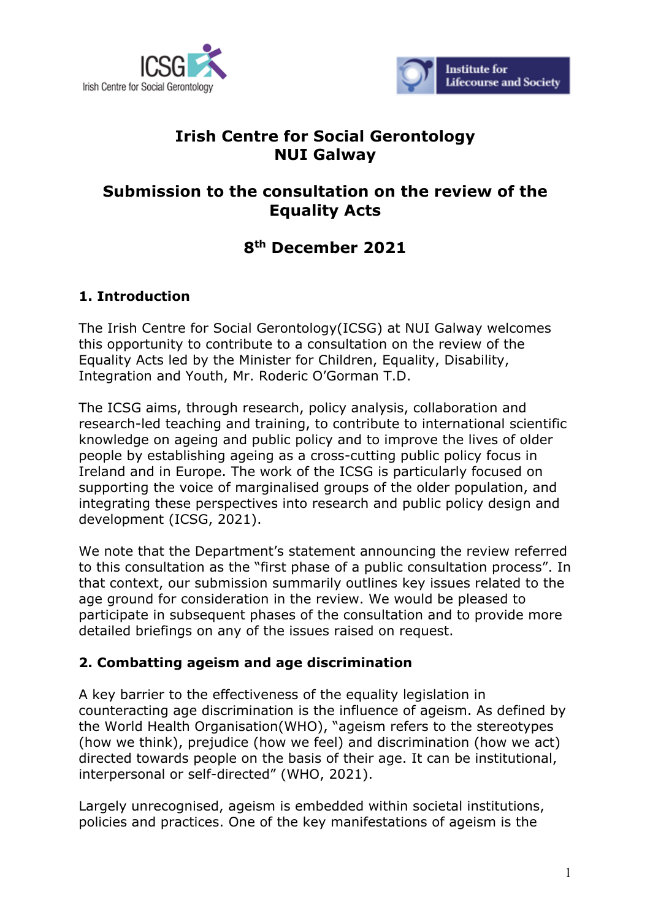# Irish Centre for Social Gerontology
# NUI Galway

## Submission to the consultation on the review of the Equality Acts

## 8th December 2021

### 1. Introduction

The Irish Centre for Social Gerontology(ICSG) at NUI Galway welcomes this opportunity to contribute to a consultation on the review of the Equality Acts led by the Minister for Children, Equality, Disability, Integration and Youth, Mr. Roderic O'Gorman T.D.

The ICSG aims, through research, policy analysis, collaboration and research-led teaching and training, to contribute to international scientific knowledge on ageing and public policy and to improve the lives of older people by establishing ageing as a cross-cutting public policy focus in Ireland and in Europe. The work of the ICSG is particularly focused on supporting the voice of marginalised groups of the older population, and integrating these perspectives into research and public policy design and development (ICSG, 2021).

We note that the Department's statement announcing the review referred to this consultation as the "first phase of a public consultation process". In that context, our submission summarily outlines key issues related to the age ground for consideration in the review. We would be pleased to participate in subsequent phases of the consultation and to provide more detailed briefings on any of the issues raised on request.

### 2. Combatting ageism and age discrimination

A key barrier to the effectiveness of the equality legislation in counteracting age discrimination is the influence of ageism. As defined by the World Health Organisation(WHO), "ageism refers to the stereotypes (how we think), prejudice (how we feel) and discrimination (how we act) directed towards people on the basis of their age. It can be institutional, interpersonal or self-directed" (WHO, 2021).

Largely unrecognised, ageism is embedded within societal institutions, policies and practices. One of the key manifestations of ageism is the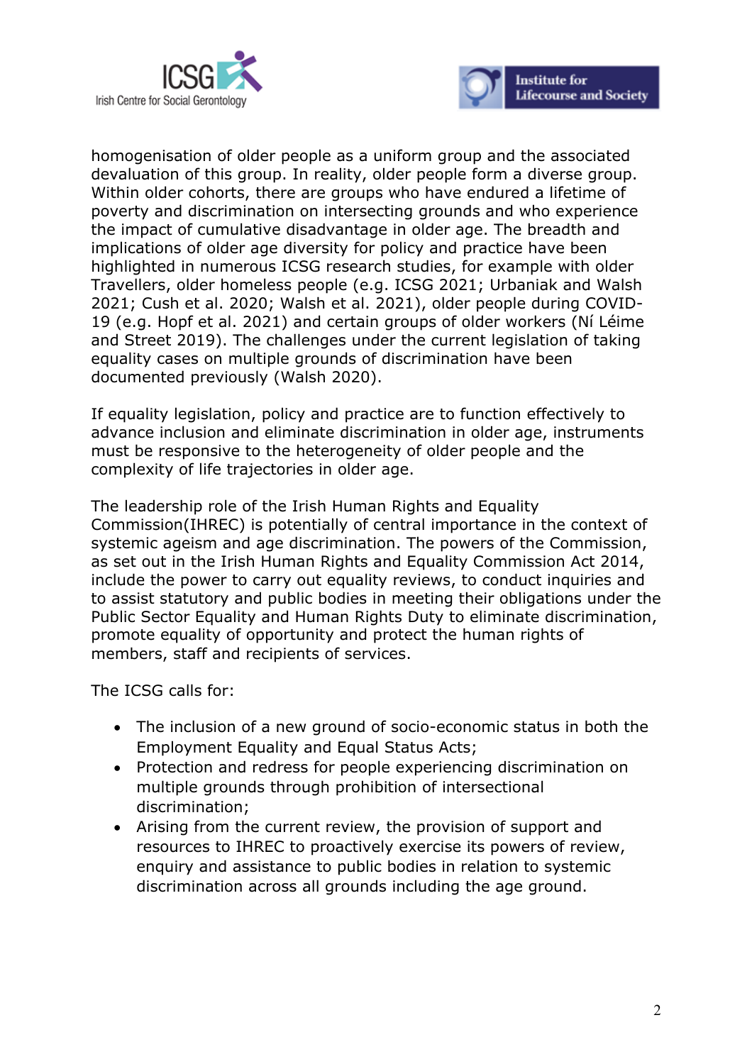homogenisation of older people as a uniform group and the associated devaluation of this group. In reality, older people form a diverse group. Within older cohorts, there are groups who have endured a lifetime of poverty and discrimination on intersecting grounds and who experience the impact of cumulative disadvantage in older age. The breadth and implications of older age diversity for policy and practice have been highlighted in numerous ICSG research studies, for example with older Travellers, older homeless people (e.g. ICSG 2021; Urbaniak and Walsh 2021; Cush et al. 2020; Walsh et al. 2021), older people during COVID-19 (e.g. Hopf et al. 2021) and certain groups of older workers (Ní Léime and Street 2019). The challenges under the current legislation of taking equality cases on multiple grounds of discrimination have been documented previously (Walsh 2020).

If equality legislation, policy and practice are to function effectively to advance inclusion and eliminate discrimination in older age, instruments must be responsive to the heterogeneity of older people and the complexity of life trajectories in older age.

The leadership role of the Irish Human Rights and Equality Commission(IHREC) is potentially of central importance in the context of systemic ageism and age discrimination. The powers of the Commission, as set out in the Irish Human Rights and Equality Commission Act 2014, include the power to carry out equality reviews, to conduct inquiries and to assist statutory and public bodies in meeting their obligations under the Public Sector Equality and Human Rights Duty to eliminate discrimination, promote equality of opportunity and protect the human rights of members, staff and recipients of services.

The ICSG calls for:

- The inclusion of a new ground of socio-economic status in both the Employment Equality and Equal Status Acts;
- Protection and redress for people experiencing discrimination on multiple grounds through prohibition of intersectional discrimination;
- Arising from the current review, the provision of support and resources to IHREC to proactively exercise its powers of review, enquiry and assistance to public bodies in relation to systemic discrimination across all grounds including the age ground.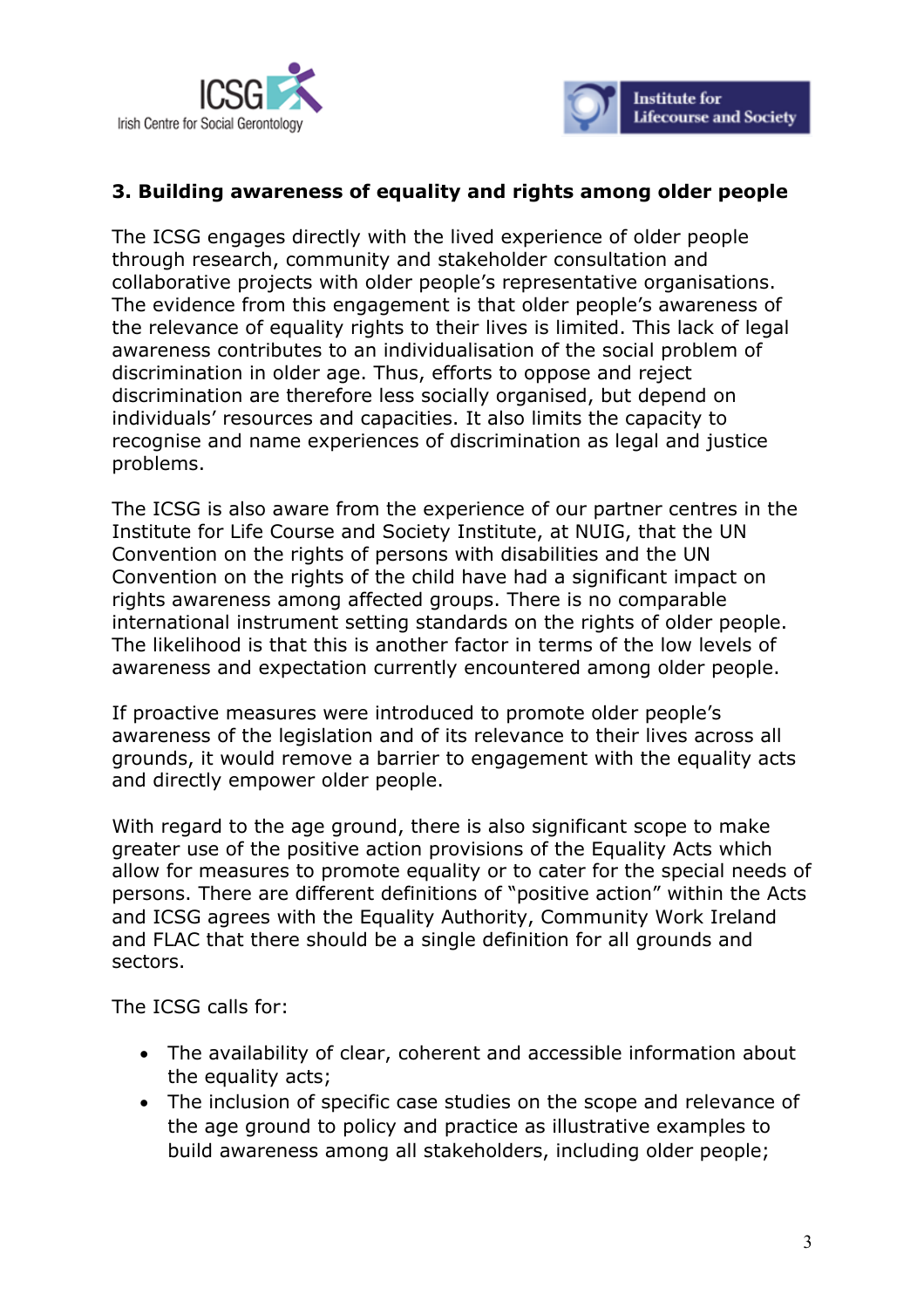### 3. Building awareness of equality and rights among older people

The ICSG engages directly with the lived experience of older people through research, community and stakeholder consultation and collaborative projects with older people's representative organisations. The evidence from this engagement is that older people's awareness of the relevance of equality rights to their lives is limited. This lack of legal awareness contributes to an individualisation of the social problem of discrimination in older age. Thus, efforts to oppose and reject discrimination are therefore less socially organised, but depend on individuals' resources and capacities. It also limits the capacity to recognise and name experiences of discrimination as legal and justice problems.

The ICSG is also aware from the experience of our partner centres in the Institute for Life Course and Society Institute, at NUIG, that the UN Convention on the rights of persons with disabilities and the UN Convention on the rights of the child have had a significant impact on rights awareness among affected groups. There is no comparable international instrument setting standards on the rights of older people. The likelihood is that this is another factor in terms of the low levels of awareness and expectation currently encountered among older people.

If proactive measures were introduced to promote older people's awareness of the legislation and of its relevance to their lives across all grounds, it would remove a barrier to engagement with the equality acts and directly empower older people.

With regard to the age ground, there is also significant scope to make greater use of the positive action provisions of the Equality Acts which allow for measures to promote equality or to cater for the special needs of persons. There are different definitions of "positive action" within the Acts and ICSG agrees with the Equality Authority, Community Work Ireland and FLAC that there should be a single definition for all grounds and sectors.

The ICSG calls for:

- The availability of clear, coherent and accessible information about the equality acts;
- The inclusion of specific case studies on the scope and relevance of the age ground to policy and practice as illustrative examples to build awareness among all stakeholders, including older people;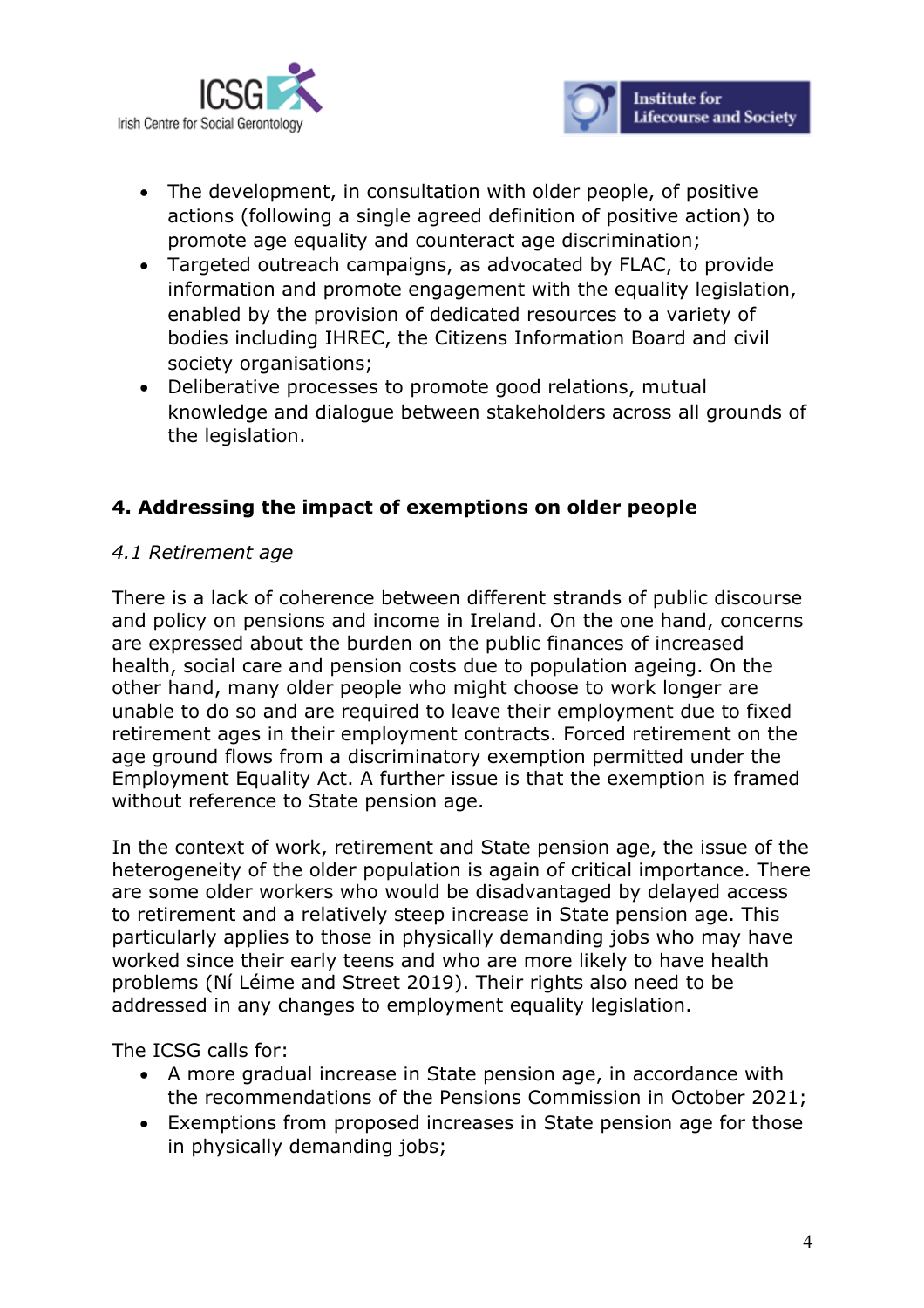- The development, in consultation with older people, of positive actions (following a single agreed definition of positive action) to promote age equality and counteract age discrimination;
- Targeted outreach campaigns, as advocated by FLAC, to provide information and promote engagement with the equality legislation, enabled by the provision of dedicated resources to a variety of bodies including IHREC, the Citizens Information Board and civil society organisations;
- Deliberative processes to promote good relations, mutual knowledge and dialogue between stakeholders across all grounds of the legislation.

## 4. Addressing the impact of exemptions on older people

*4.1 Retirement age*

There is a lack of coherence between different strands of public discourse and policy on pensions and income in Ireland. On the one hand, concerns are expressed about the burden on the public finances of increased health, social care and pension costs due to population ageing. On the other hand, many older people who might choose to work longer are unable to do so and are required to leave their employment due to fixed retirement ages in their employment contracts. Forced retirement on the age ground flows from a discriminatory exemption permitted under the Employment Equality Act. A further issue is that the exemption is framed without reference to State pension age.

In the context of work, retirement and State pension age, the issue of the heterogeneity of the older population is again of critical importance. There are some older workers who would be disadvantaged by delayed access to retirement and a relatively steep increase in State pension age. This particularly applies to those in physically demanding jobs who may have worked since their early teens and who are more likely to have health problems (Ní Léime and Street 2019). Their rights also need to be addressed in any changes to employment equality legislation.

The ICSG calls for:

- A more gradual increase in State pension age, in accordance with the recommendations of the Pensions Commission in October 2021;
- Exemptions from proposed increases in State pension age for those in physically demanding jobs;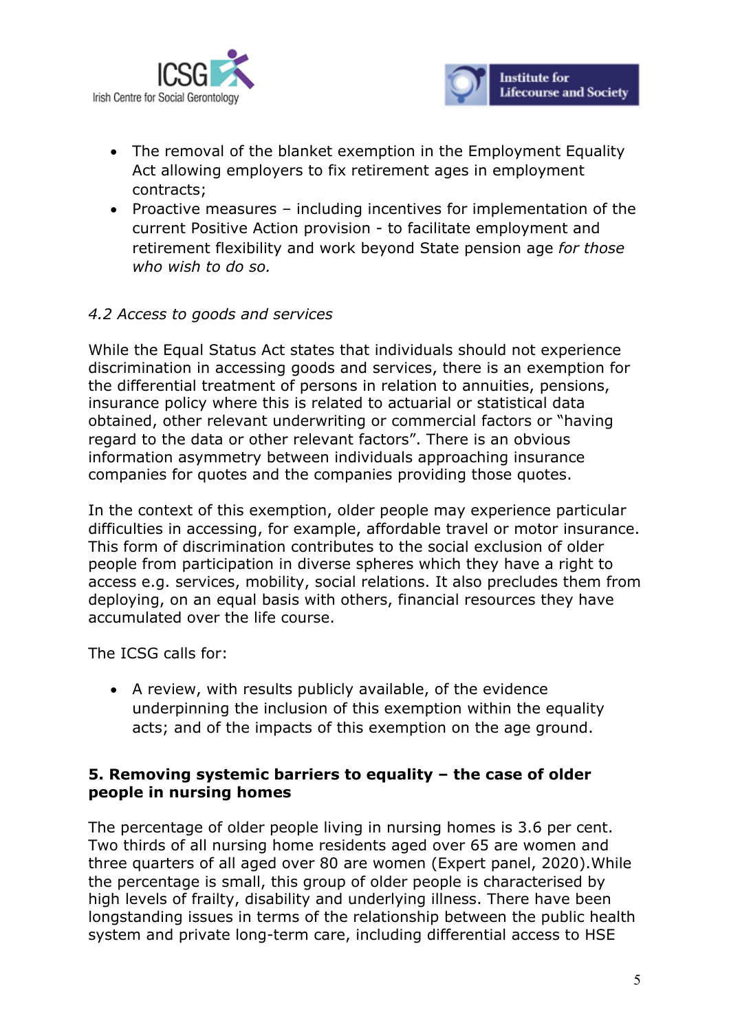- The removal of the blanket exemption in the Employment Equality Act allowing employers to fix retirement ages in employment contracts;
- Proactive measures – including incentives for implementation of the current Positive Action provision - to facilitate employment and retirement flexibility and work beyond State pension age *for those who wish to do so.*

### *4.2 Access to goods and services*

While the Equal Status Act states that individuals should not experience discrimination in accessing goods and services, there is an exemption for the differential treatment of persons in relation to annuities, pensions, insurance policy where this is related to actuarial or statistical data obtained, other relevant underwriting or commercial factors or "having regard to the data or other relevant factors". There is an obvious information asymmetry between individuals approaching insurance companies for quotes and the companies providing those quotes.

In the context of this exemption, older people may experience particular difficulties in accessing, for example, affordable travel or motor insurance. This form of discrimination contributes to the social exclusion of older people from participation in diverse spheres which they have a right to access e.g. services, mobility, social relations. It also precludes them from deploying, on an equal basis with others, financial resources they have accumulated over the life course.

The ICSG calls for:

- A review, with results publicly available, of the evidence underpinning the inclusion of this exemption within the equality acts; and of the impacts of this exemption on the age ground.

## 5. Removing systemic barriers to equality – the case of older people in nursing homes

The percentage of older people living in nursing homes is 3.6 per cent. Two thirds of all nursing home residents aged over 65 are women and three quarters of all aged over 80 are women (Expert panel, 2020).While the percentage is small, this group of older people is characterised by high levels of frailty, disability and underlying illness. There have been longstanding issues in terms of the relationship between the public health system and private long-term care, including differential access to HSE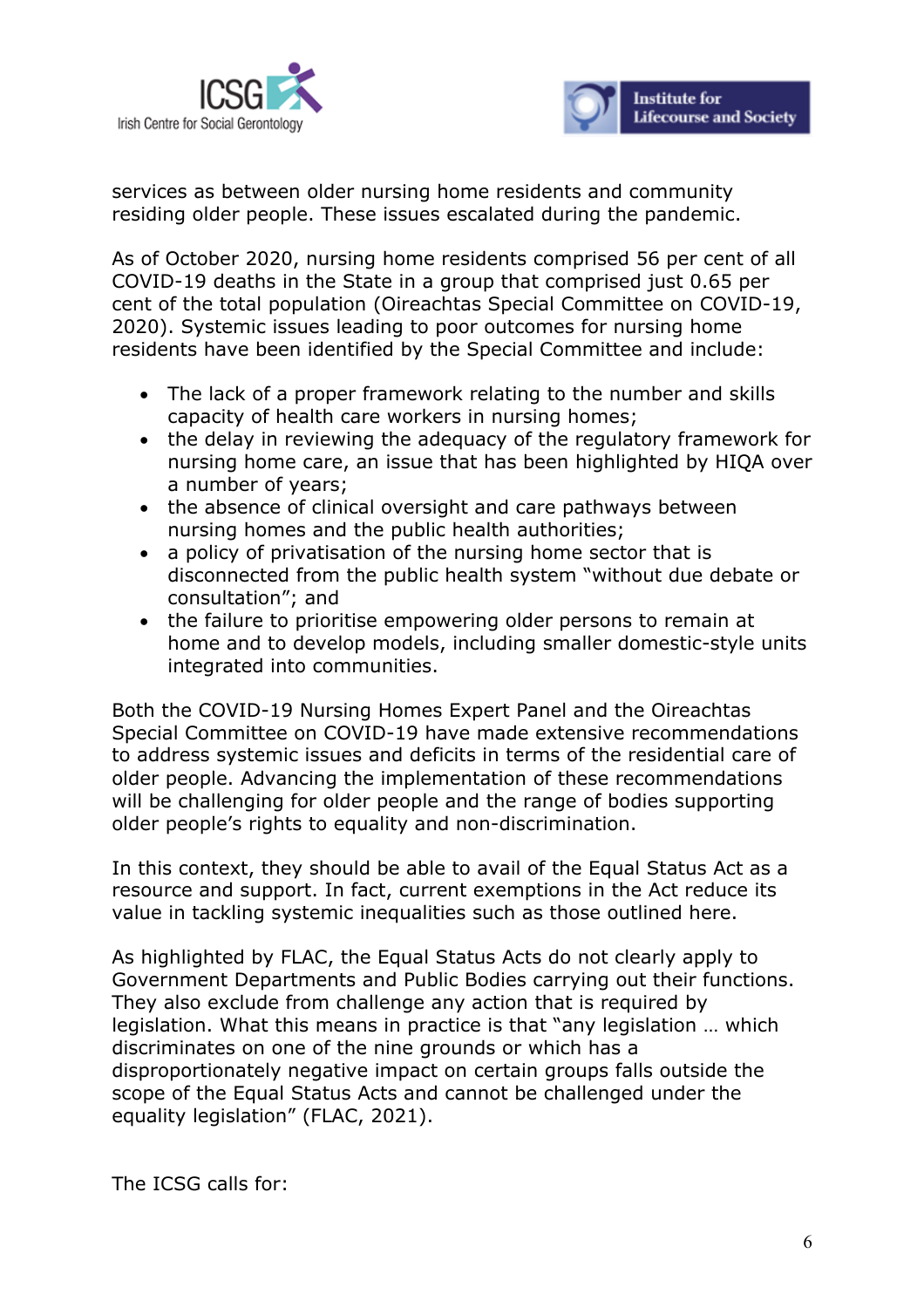services as between older nursing home residents and community residing older people. These issues escalated during the pandemic.

As of October 2020, nursing home residents comprised 56 per cent of all COVID-19 deaths in the State in a group that comprised just 0.65 per cent of the total population (Oireachtas Special Committee on COVID-19, 2020). Systemic issues leading to poor outcomes for nursing home residents have been identified by the Special Committee and include:

- The lack of a proper framework relating to the number and skills capacity of health care workers in nursing homes;
- the delay in reviewing the adequacy of the regulatory framework for nursing home care, an issue that has been highlighted by HIQA over a number of years;
- the absence of clinical oversight and care pathways between nursing homes and the public health authorities;
- a policy of privatisation of the nursing home sector that is disconnected from the public health system "without due debate or consultation"; and
- the failure to prioritise empowering older persons to remain at home and to develop models, including smaller domestic-style units integrated into communities.

Both the COVID-19 Nursing Homes Expert Panel and the Oireachtas Special Committee on COVID-19 have made extensive recommendations to address systemic issues and deficits in terms of the residential care of older people. Advancing the implementation of these recommendations will be challenging for older people and the range of bodies supporting older people's rights to equality and non-discrimination.

In this context, they should be able to avail of the Equal Status Act as a resource and support. In fact, current exemptions in the Act reduce its value in tackling systemic inequalities such as those outlined here.

As highlighted by FLAC, the Equal Status Acts do not clearly apply to Government Departments and Public Bodies carrying out their functions. They also exclude from challenge any action that is required by legislation. What this means in practice is that "any legislation … which discriminates on one of the nine grounds or which has a disproportionately negative impact on certain groups falls outside the scope of the Equal Status Acts and cannot be challenged under the equality legislation" (FLAC, 2021).

The ICSG calls for: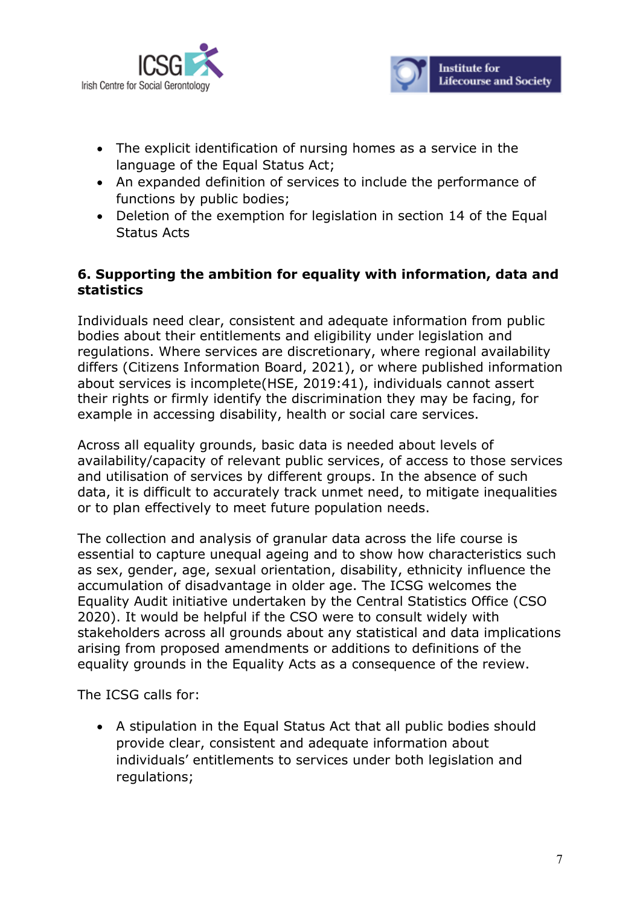- The explicit identification of nursing homes as a service in the language of the Equal Status Act;
- An expanded definition of services to include the performance of functions by public bodies;
- Deletion of the exemption for legislation in section 14 of the Equal Status Acts

### 6. Supporting the ambition for equality with information, data and statistics

Individuals need clear, consistent and adequate information from public bodies about their entitlements and eligibility under legislation and regulations. Where services are discretionary, where regional availability differs (Citizens Information Board, 2021), or where published information about services is incomplete(HSE, 2019:41), individuals cannot assert their rights or firmly identify the discrimination they may be facing, for example in accessing disability, health or social care services.

Across all equality grounds, basic data is needed about levels of availability/capacity of relevant public services, of access to those services and utilisation of services by different groups. In the absence of such data, it is difficult to accurately track unmet need, to mitigate inequalities or to plan effectively to meet future population needs.

The collection and analysis of granular data across the life course is essential to capture unequal ageing and to show how characteristics such as sex, gender, age, sexual orientation, disability, ethnicity influence the accumulation of disadvantage in older age. The ICSG welcomes the Equality Audit initiative undertaken by the Central Statistics Office (CSO 2020). It would be helpful if the CSO were to consult widely with stakeholders across all grounds about any statistical and data implications arising from proposed amendments or additions to definitions of the equality grounds in the Equality Acts as a consequence of the review.

The ICSG calls for:

- A stipulation in the Equal Status Act that all public bodies should provide clear, consistent and adequate information about individuals' entitlements to services under both legislation and regulations;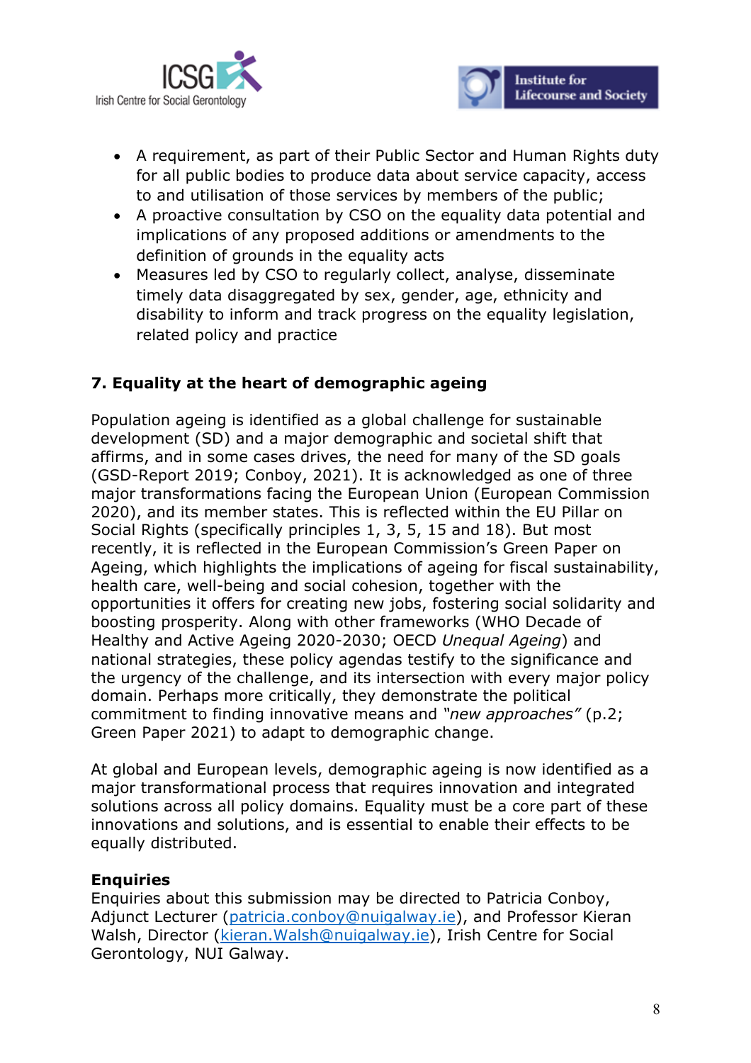- A requirement, as part of their Public Sector and Human Rights duty for all public bodies to produce data about service capacity, access to and utilisation of those services by members of the public;
- A proactive consultation by CSO on the equality data potential and implications of any proposed additions or amendments to the definition of grounds in the equality acts
- Measures led by CSO to regularly collect, analyse, disseminate timely data disaggregated by sex, gender, age, ethnicity and disability to inform and track progress on the equality legislation, related policy and practice

## 7. Equality at the heart of demographic ageing

Population ageing is identified as a global challenge for sustainable development (SD) and a major demographic and societal shift that affirms, and in some cases drives, the need for many of the SD goals (GSD-Report 2019; Conboy, 2021). It is acknowledged as one of three major transformations facing the European Union (European Commission 2020), and its member states. This is reflected within the EU Pillar on Social Rights (specifically principles 1, 3, 5, 15 and 18). But most recently, it is reflected in the European Commission's Green Paper on Ageing, which highlights the implications of ageing for fiscal sustainability, health care, well-being and social cohesion, together with the opportunities it offers for creating new jobs, fostering social solidarity and boosting prosperity. Along with other frameworks (WHO Decade of Healthy and Active Ageing 2020-2030; OECD *Unequal Ageing*) and national strategies, these policy agendas testify to the significance and the urgency of the challenge, and its intersection with every major policy domain. Perhaps more critically, they demonstrate the political commitment to finding innovative means and *"new approaches"* (p.2; Green Paper 2021) to adapt to demographic change.

At global and European levels, demographic ageing is now identified as a major transformational process that requires innovation and integrated solutions across all policy domains. Equality must be a core part of these innovations and solutions, and is essential to enable their effects to be equally distributed.

**Enquiries**
Enquiries about this submission may be directed to Patricia Conboy, Adjunct Lecturer (patricia.conboy@nuigalway.ie), and Professor Kieran Walsh, Director (kieran.Walsh@nuigalway.ie), Irish Centre for Social Gerontology, NUI Galway.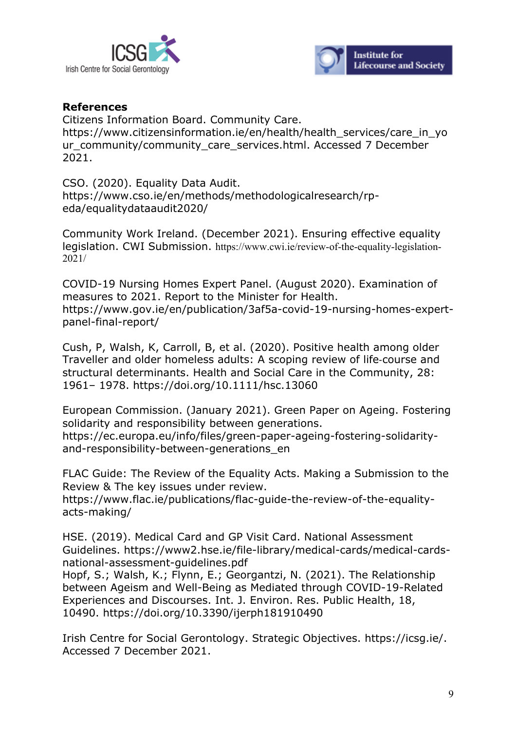**References**

Citizens Information Board. Community Care. https://www.citizensinformation.ie/en/health/health_services/care_in_your_community/community_care_services.html. Accessed 7 December 2021.

CSO. (2020). Equality Data Audit. https://www.cso.ie/en/methods/methodologicalresearch/rp-eda/equalitydataaudit2020/

Community Work Ireland. (December 2021). Ensuring effective equality legislation. CWI Submission. https://www.cwi.ie/review-of-the-equality-legislation-2021/

COVID-19 Nursing Homes Expert Panel. (August 2020). Examination of measures to 2021. Report to the Minister for Health. https://www.gov.ie/en/publication/3af5a-covid-19-nursing-homes-expert-panel-final-report/

Cush, P, Walsh, K, Carroll, B, et al. (2020). Positive health among older Traveller and older homeless adults: A scoping review of life-course and structural determinants. Health and Social Care in the Community, 28: 1961– 1978. https://doi.org/10.1111/hsc.13060

European Commission. (January 2021). Green Paper on Ageing. Fostering solidarity and responsibility between generations. https://ec.europa.eu/info/files/green-paper-ageing-fostering-solidarity-and-responsibility-between-generations_en

FLAC Guide: The Review of the Equality Acts. Making a Submission to the Review & The key issues under review. https://www.flac.ie/publications/flac-guide-the-review-of-the-equality-acts-making/

HSE. (2019). Medical Card and GP Visit Card. National Assessment Guidelines. https://www2.hse.ie/file-library/medical-cards/medical-cards-national-assessment-guidelines.pdf

Hopf, S.; Walsh, K.; Flynn, E.; Georgantzi, N. (2021). The Relationship between Ageism and Well-Being as Mediated through COVID-19-Related Experiences and Discourses. Int. J. Environ. Res. Public Health, 18, 10490. https://doi.org/10.3390/ijerph181910490

Irish Centre for Social Gerontology. Strategic Objectives. https://icsg.ie/. Accessed 7 December 2021.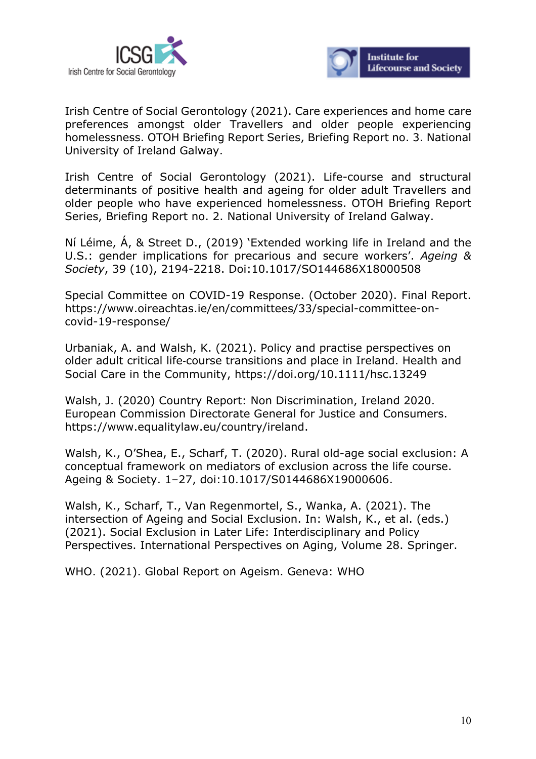Irish Centre of Social Gerontology (2021). Care experiences and home care preferences amongst older Travellers and older people experiencing homelessness. OTOH Briefing Report Series, Briefing Report no. 3. National University of Ireland Galway.

Irish Centre of Social Gerontology (2021). Life-course and structural determinants of positive health and ageing for older adult Travellers and older people who have experienced homelessness. OTOH Briefing Report Series, Briefing Report no. 2. National University of Ireland Galway.

Ní Léime, Á, & Street D., (2019) 'Extended working life in Ireland and the U.S.: gender implications for precarious and secure workers'. *Ageing & Society*, 39 (10), 2194-2218. Doi:10.1017/SO144686X18000508

Special Committee on COVID-19 Response. (October 2020). Final Report. https://www.oireachtas.ie/en/committees/33/special-committee-on-covid-19-response/

Urbaniak, A. and Walsh, K. (2021). Policy and practise perspectives on older adult critical life-course transitions and place in Ireland. Health and Social Care in the Community, https://doi.org/10.1111/hsc.13249

Walsh, J. (2020) Country Report: Non Discrimination, Ireland 2020. European Commission Directorate General for Justice and Consumers. https://www.equalitylaw.eu/country/ireland.

Walsh, K., O'Shea, E., Scharf, T. (2020). Rural old-age social exclusion: A conceptual framework on mediators of exclusion across the life course. Ageing & Society. 1–27, doi:10.1017/S0144686X19000606.

Walsh, K., Scharf, T., Van Regenmortel, S., Wanka, A. (2021). The intersection of Ageing and Social Exclusion. In: Walsh, K., et al. (eds.) (2021). Social Exclusion in Later Life: Interdisciplinary and Policy Perspectives. International Perspectives on Aging, Volume 28. Springer.

WHO. (2021). Global Report on Ageism. Geneva: WHO